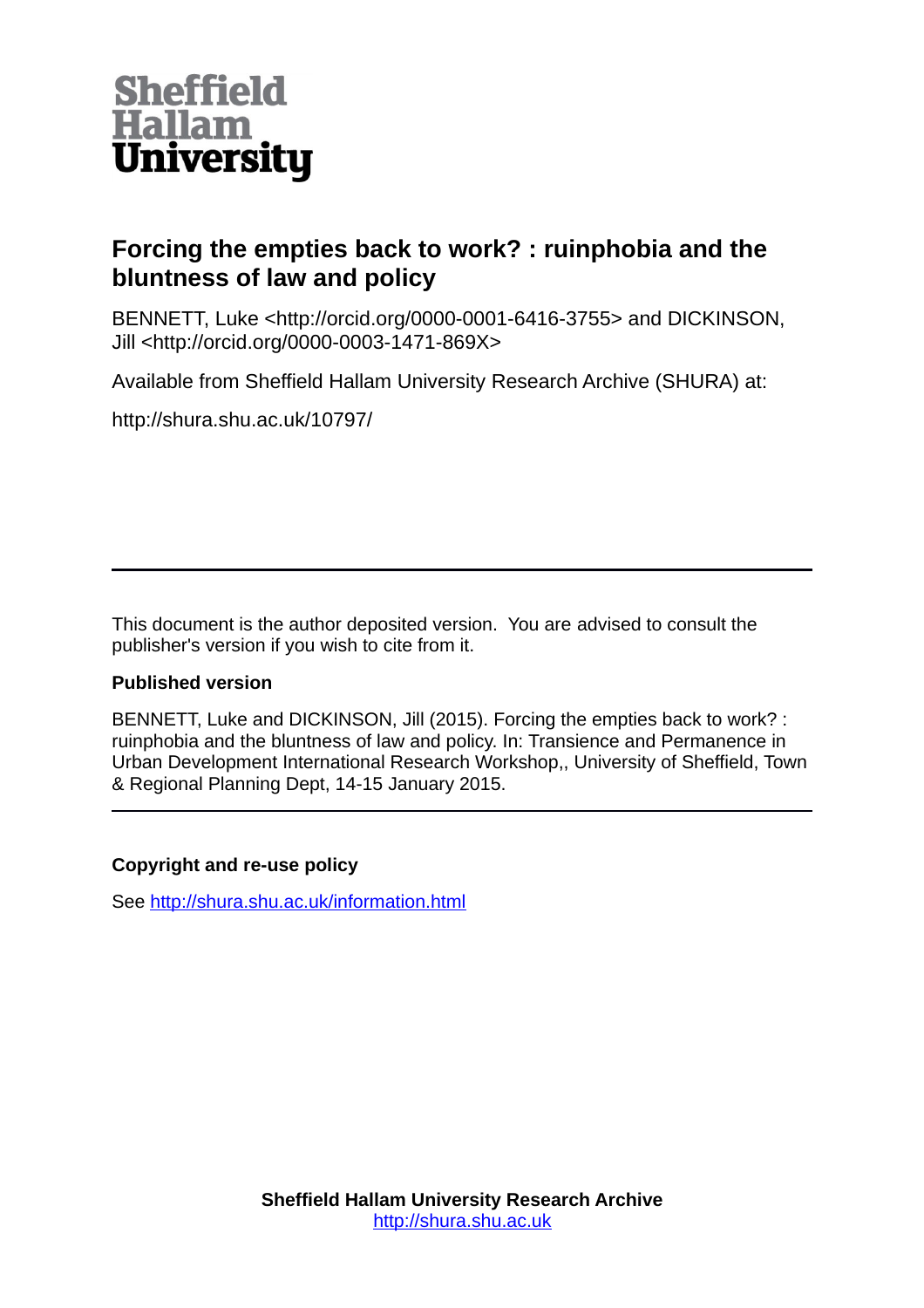**Sheffield Hallam University**

# Forcing the empties back to work? : ruinphobia and the bluntness of law and policy

BENNETT, Luke <http://orcid.org/0000-0001-6416-3755> and DICKINSON, Jill <http://orcid.org/0000-0003-1471-869X>

Available from Sheffield Hallam University Research Archive (SHURA) at:

http://shura.shu.ac.uk/10797/

---

This document is the author deposited version. You are advised to consult the publisher's version if you wish to cite from it.

### Published version

BENNETT, Luke and DICKINSON, Jill (2015). Forcing the empties back to work? : ruinphobia and the bluntness of law and policy. In: Transience and Permanence in Urban Development International Research Workshop,, University of Sheffield, Town & Regional Planning Dept, 14-15 January 2015.

---

### Copyright and re-use policy

See http://shura.shu.ac.uk/information.html

**Sheffield Hallam University Research Archive**
http://shura.shu.ac.uk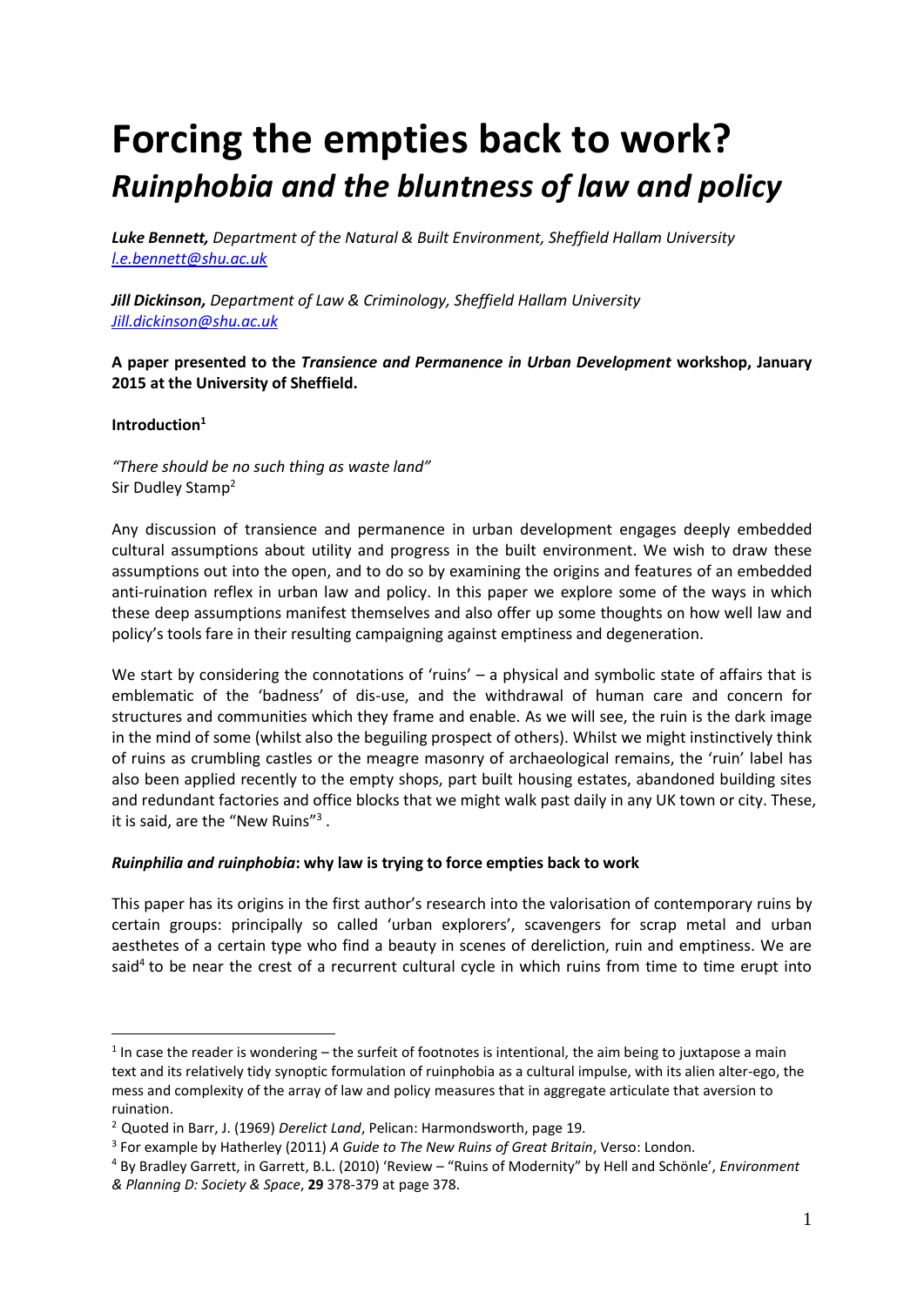# Forcing the empties back to work? *Ruinphobia and the bluntness of law and policy*

***Luke Bennett,*** *Department of the Natural & Built Environment, Sheffield Hallam University* *l.e.bennett@shu.ac.uk*

***Jill Dickinson,*** *Department of Law & Criminology, Sheffield Hallam University* *Jill.dickinson@shu.ac.uk*

**A paper presented to the *Transience and Permanence in Urban Development* workshop, January 2015 at the University of Sheffield.**

**Introduction[1]**

*"There should be no such thing as waste land"*
Sir Dudley Stamp[2]

Any discussion of transience and permanence in urban development engages deeply embedded cultural assumptions about utility and progress in the built environment. We wish to draw these assumptions out into the open, and to do so by examining the origins and features of an embedded anti-ruination reflex in urban law and policy. In this paper we explore some of the ways in which these deep assumptions manifest themselves and also offer up some thoughts on how well law and policy's tools fare in their resulting campaigning against emptiness and degeneration.

We start by considering the connotations of 'ruins' – a physical and symbolic state of affairs that is emblematic of the 'badness' of dis-use, and the withdrawal of human care and concern for structures and communities which they frame and enable. As we will see, the ruin is the dark image in the mind of some (whilst also the beguiling prospect of others). Whilst we might instinctively think of ruins as crumbling castles or the meagre masonry of archaeological remains, the 'ruin' label has also been applied recently to the empty shops, part built housing estates, abandoned building sites and redundant factories and office blocks that we might walk past daily in any UK town or city. These, it is said, are the "New Ruins"[3].

### *Ruinphilia and ruinphobia*: why law is trying to force empties back to work

This paper has its origins in the first author's research into the valorisation of contemporary ruins by certain groups: principally so called 'urban explorers', scavengers for scrap metal and urban aesthetes of a certain type who find a beauty in scenes of dereliction, ruin and emptiness. We are said[4] to be near the crest of a recurrent cultural cycle in which ruins from time to time erupt into

---

[1] In case the reader is wondering – the surfeit of footnotes is intentional, the aim being to juxtapose a main text and its relatively tidy synoptic formulation of ruinphobia as a cultural impulse, with its alien alter-ego, the mess and complexity of the array of law and policy measures that in aggregate articulate that aversion to ruination.

[2] Quoted in Barr, J. (1969) *Derelict Land*, Pelican: Harmondsworth, page 19.

[3] For example by Hatherley (2011) *A Guide to The New Ruins of Great Britain*, Verso: London.

[4] By Bradley Garrett, in Garrett, B.L. (2010) 'Review – "Ruins of Modernity" by Hell and Schönle', *Environment & Planning D: Society & Space*, **29** 378-379 at page 378.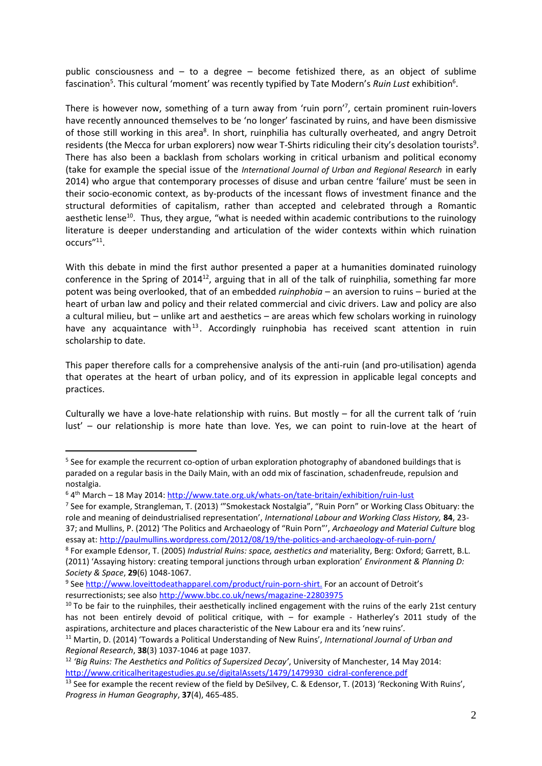public consciousness and – to a degree – become fetishized there, as an object of sublime fascination[5]. This cultural 'moment' was recently typified by Tate Modern's *Ruin Lust* exhibition[6].

There is however now, something of a turn away from 'ruin porn'[7], certain prominent ruin-lovers have recently announced themselves to be 'no longer' fascinated by ruins, and have been dismissive of those still working in this area[8]. In short, ruinphilia has culturally overheated, and angry Detroit residents (the Mecca for urban explorers) now wear T-Shirts ridiculing their city's desolation tourists[9]. There has also been a backlash from scholars working in critical urbanism and political economy (take for example the special issue of the *International Journal of Urban and Regional Research* in early 2014) who argue that contemporary processes of disuse and urban centre 'failure' must be seen in their socio-economic context, as by-products of the incessant flows of investment finance and the structural deformities of capitalism, rather than accepted and celebrated through a Romantic aesthetic lense[10]. Thus, they argue, "what is needed within academic contributions to the ruinology literature is deeper understanding and articulation of the wider contexts within which ruination occurs"[11].

With this debate in mind the first author presented a paper at a humanities dominated ruinology conference in the Spring of 2014[12], arguing that in all of the talk of ruinphilia, something far more potent was being overlooked, that of an embedded *ruinphobia* – an aversion to ruins – buried at the heart of urban law and policy and their related commercial and civic drivers. Law and policy are also a cultural milieu, but – unlike art and aesthetics – are areas which few scholars working in ruinology have any acquaintance with[13]. Accordingly ruinphobia has received scant attention in ruin scholarship to date.

This paper therefore calls for a comprehensive analysis of the anti-ruin (and pro-utilisation) agenda that operates at the heart of urban policy, and of its expression in applicable legal concepts and practices.

Culturally we have a love-hate relationship with ruins. But mostly – for all the current talk of 'ruin lust' – our relationship is more hate than love. Yes, we can point to ruin-love at the heart of

---

[5] See for example the recurrent co-option of urban exploration photography of abandoned buildings that is paraded on a regular basis in the Daily Main, with an odd mix of fascination, schadenfreude, repulsion and nostalgia.

[6] 4th March – 18 May 2014: http://www.tate.org.uk/whats-on/tate-britain/exhibition/ruin-lust

[7] See for example, Strangleman, T. (2013) '"Smokestack Nostalgia", "Ruin Porn" or Working Class Obituary: the role and meaning of deindustrialised representation', *International Labour and Working Class History,* **84**, 23-37; and Mullins, P. (2012) 'The Politics and Archaeology of "Ruin Porn"', *Archaeology and Material Culture* blog essay at: http://paulmullins.wordpress.com/2012/08/19/the-politics-and-archaeology-of-ruin-porn/

[8] For example Edensor, T. (2005) *Industrial Ruins: space, aesthetics and* materiality, Berg: Oxford; Garrett, B.L. (2011) 'Assaying history: creating temporal junctions through urban exploration' *Environment & Planning D: Society & Space*, **29**(6) 1048-1067.

[9] See http://www.loveittodeathapparel.com/product/ruin-porn-shirt. For an account of Detroit's resurrectionists; see also http://www.bbc.co.uk/news/magazine-22803975

[10] To be fair to the ruinphiles, their aesthetically inclined engagement with the ruins of the early 21st century has not been entirely devoid of political critique, with – for example - Hatherley's 2011 study of the aspirations, architecture and places characteristic of the New Labour era and its 'new ruins'.

[11] Martin, D. (2014) 'Towards a Political Understanding of New Ruins', *International Journal of Urban and Regional Research*, **38**(3) 1037-1046 at page 1037.

[12] *'Big Ruins: The Aesthetics and Politics of Supersized Decay'*, University of Manchester, 14 May 2014: http://www.criticalheritagestudies.gu.se/digitalAssets/1479/1479930_cidral-conference.pdf

[13] See for example the recent review of the field by DeSilvey, C. & Edensor, T. (2013) 'Reckoning With Ruins', *Progress in Human Geography*, **37**(4), 465-485.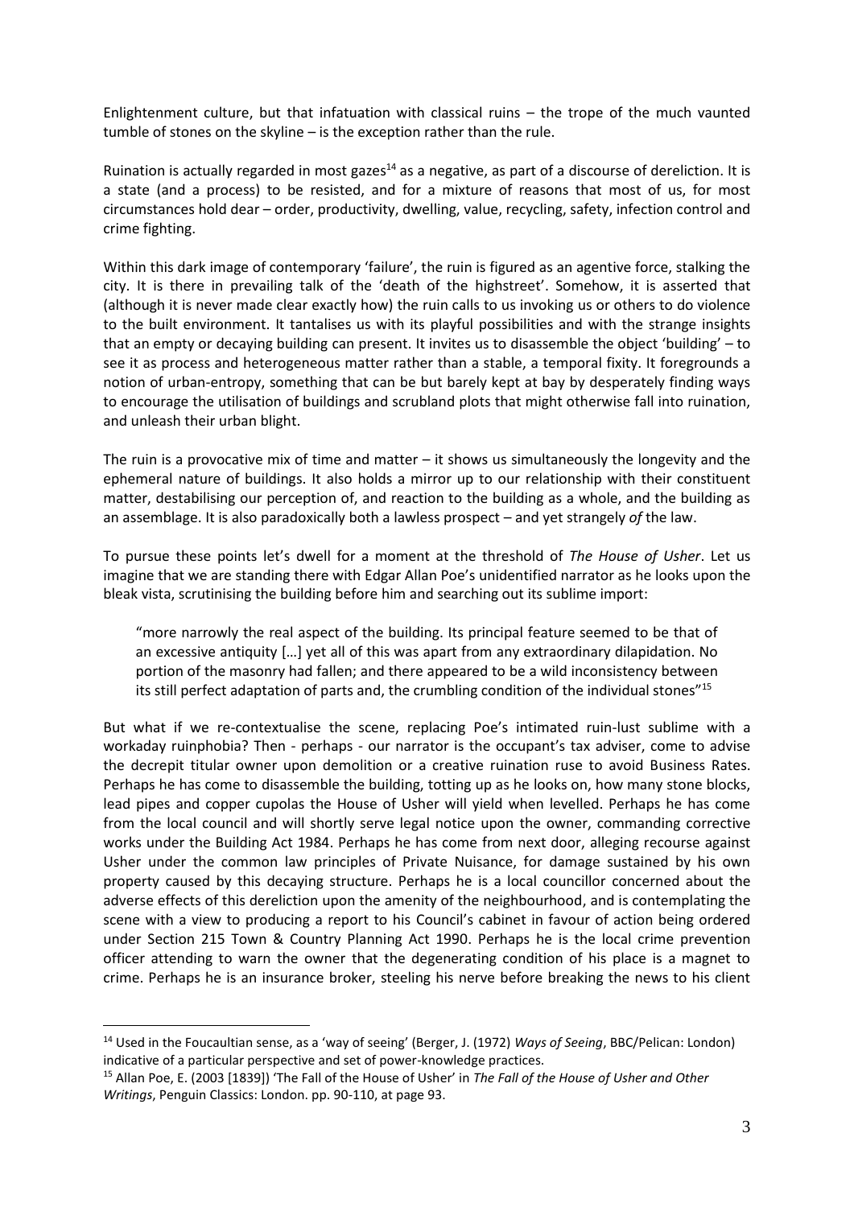Enlightenment culture, but that infatuation with classical ruins – the trope of the much vaunted tumble of stones on the skyline – is the exception rather than the rule.

Ruination is actually regarded in most gazes[14] as a negative, as part of a discourse of dereliction. It is a state (and a process) to be resisted, and for a mixture of reasons that most of us, for most circumstances hold dear – order, productivity, dwelling, value, recycling, safety, infection control and crime fighting.

Within this dark image of contemporary 'failure', the ruin is figured as an agentive force, stalking the city. It is there in prevailing talk of the 'death of the highstreet'. Somehow, it is asserted that (although it is never made clear exactly how) the ruin calls to us invoking us or others to do violence to the built environment. It tantalises us with its playful possibilities and with the strange insights that an empty or decaying building can present. It invites us to disassemble the object 'building' – to see it as process and heterogeneous matter rather than a stable, a temporal fixity. It foregrounds a notion of urban-entropy, something that can be but barely kept at bay by desperately finding ways to encourage the utilisation of buildings and scrubland plots that might otherwise fall into ruination, and unleash their urban blight.

The ruin is a provocative mix of time and matter – it shows us simultaneously the longevity and the ephemeral nature of buildings. It also holds a mirror up to our relationship with their constituent matter, destabilising our perception of, and reaction to the building as a whole, and the building as an assemblage. It is also paradoxically both a lawless prospect – and yet strangely *of* the law.

To pursue these points let's dwell for a moment at the threshold of *The House of Usher*. Let us imagine that we are standing there with Edgar Allan Poe's unidentified narrator as he looks upon the bleak vista, scrutinising the building before him and searching out its sublime import:

> "more narrowly the real aspect of the building. Its principal feature seemed to be that of an excessive antiquity […] yet all of this was apart from any extraordinary dilapidation. No portion of the masonry had fallen; and there appeared to be a wild inconsistency between its still perfect adaptation of parts and, the crumbling condition of the individual stones"[15]

But what if we re-contextualise the scene, replacing Poe's intimated ruin-lust sublime with a workaday ruinphobia? Then - perhaps - our narrator is the occupant's tax adviser, come to advise the decrepit titular owner upon demolition or a creative ruination ruse to avoid Business Rates. Perhaps he has come to disassemble the building, totting up as he looks on, how many stone blocks, lead pipes and copper cupolas the House of Usher will yield when levelled. Perhaps he has come from the local council and will shortly serve legal notice upon the owner, commanding corrective works under the Building Act 1984. Perhaps he has come from next door, alleging recourse against Usher under the common law principles of Private Nuisance, for damage sustained by his own property caused by this decaying structure. Perhaps he is a local councillor concerned about the adverse effects of this dereliction upon the amenity of the neighbourhood, and is contemplating the scene with a view to producing a report to his Council's cabinet in favour of action being ordered under Section 215 Town & Country Planning Act 1990. Perhaps he is the local crime prevention officer attending to warn the owner that the degenerating condition of his place is a magnet to crime. Perhaps he is an insurance broker, steeling his nerve before breaking the news to his client

---

[14] Used in the Foucaultian sense, as a 'way of seeing' (Berger, J. (1972) *Ways of Seeing*, BBC/Pelican: London) indicative of a particular perspective and set of power-knowledge practices.

[15] Allan Poe, E. (2003 [1839]) 'The Fall of the House of Usher' in *The Fall of the House of Usher and Other Writings*, Penguin Classics: London. pp. 90-110, at page 93.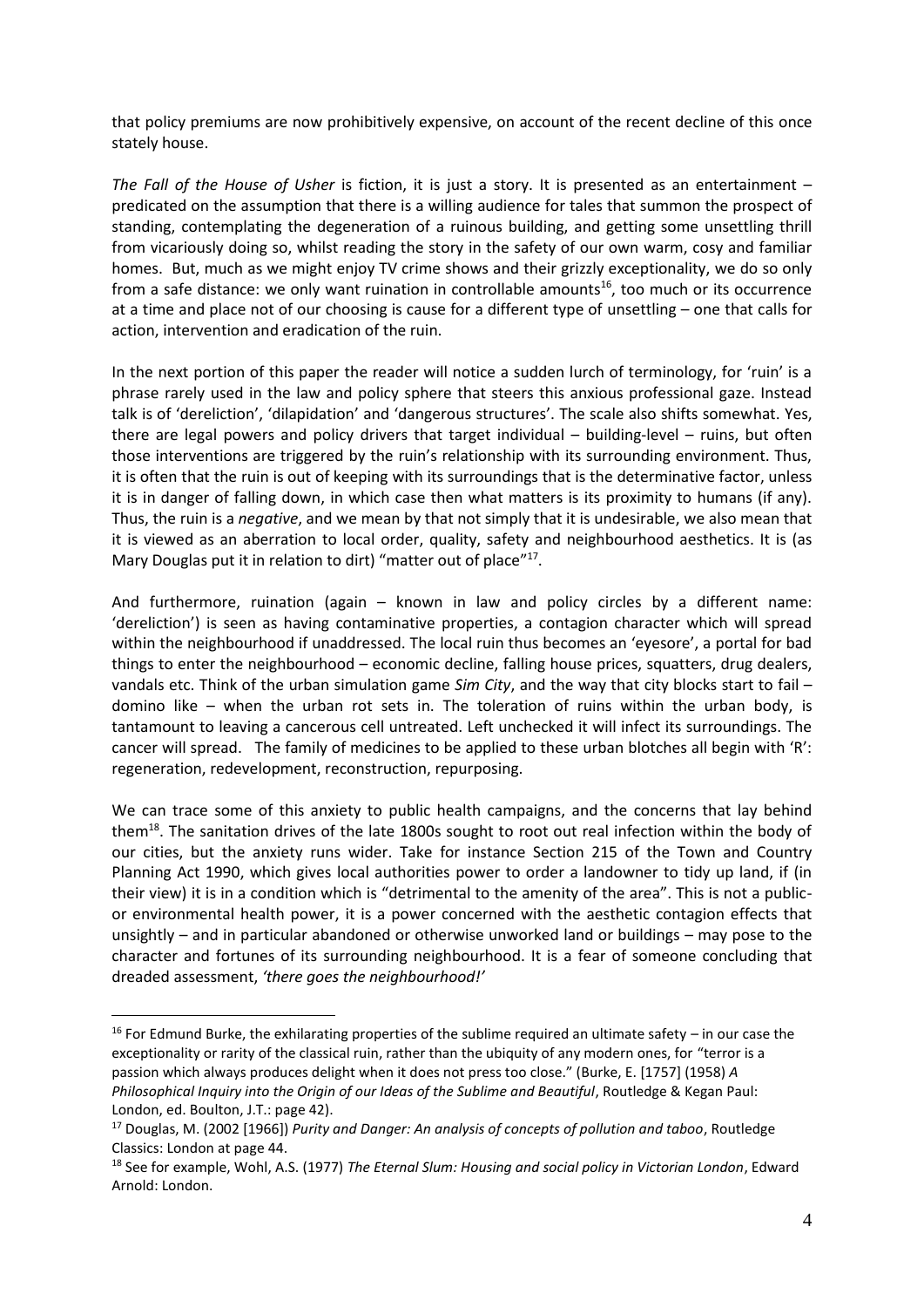that policy premiums are now prohibitively expensive, on account of the recent decline of this once stately house.

*The Fall of the House of Usher* is fiction, it is just a story. It is presented as an entertainment – predicated on the assumption that there is a willing audience for tales that summon the prospect of standing, contemplating the degeneration of a ruinous building, and getting some unsettling thrill from vicariously doing so, whilst reading the story in the safety of our own warm, cosy and familiar homes. But, much as we might enjoy TV crime shows and their grizzly exceptionality, we do so only from a safe distance: we only want ruination in controllable amounts[16], too much or its occurrence at a time and place not of our choosing is cause for a different type of unsettling – one that calls for action, intervention and eradication of the ruin.

In the next portion of this paper the reader will notice a sudden lurch of terminology, for 'ruin' is a phrase rarely used in the law and policy sphere that steers this anxious professional gaze. Instead talk is of 'dereliction', 'dilapidation' and 'dangerous structures'. The scale also shifts somewhat. Yes, there are legal powers and policy drivers that target individual – building-level – ruins, but often those interventions are triggered by the ruin's relationship with its surrounding environment. Thus, it is often that the ruin is out of keeping with its surroundings that is the determinative factor, unless it is in danger of falling down, in which case then what matters is its proximity to humans (if any). Thus, the ruin is a *negative*, and we mean by that not simply that it is undesirable, we also mean that it is viewed as an aberration to local order, quality, safety and neighbourhood aesthetics. It is (as Mary Douglas put it in relation to dirt) "matter out of place"[17].

And furthermore, ruination (again – known in law and policy circles by a different name: 'dereliction') is seen as having contaminative properties, a contagion character which will spread within the neighbourhood if unaddressed. The local ruin thus becomes an 'eyesore', a portal for bad things to enter the neighbourhood – economic decline, falling house prices, squatters, drug dealers, vandals etc. Think of the urban simulation game *Sim City*, and the way that city blocks start to fail – domino like – when the urban rot sets in. The toleration of ruins within the urban body, is tantamount to leaving a cancerous cell untreated. Left unchecked it will infect its surroundings. The cancer will spread. The family of medicines to be applied to these urban blotches all begin with 'R': regeneration, redevelopment, reconstruction, repurposing.

We can trace some of this anxiety to public health campaigns, and the concerns that lay behind them[18]. The sanitation drives of the late 1800s sought to root out real infection within the body of our cities, but the anxiety runs wider. Take for instance Section 215 of the Town and Country Planning Act 1990, which gives local authorities power to order a landowner to tidy up land, if (in their view) it is in a condition which is "detrimental to the amenity of the area". This is not a public- or environmental health power, it is a power concerned with the aesthetic contagion effects that unsightly – and in particular abandoned or otherwise unworked land or buildings – may pose to the character and fortunes of its surrounding neighbourhood. It is a fear of someone concluding that dreaded assessment, *'there goes the neighbourhood!'*

---

[16] For Edmund Burke, the exhilarating properties of the sublime required an ultimate safety – in our case the exceptionality or rarity of the classical ruin, rather than the ubiquity of any modern ones, for "terror is a passion which always produces delight when it does not press too close." (Burke, E. [1757] (1958) *A Philosophical Inquiry into the Origin of our Ideas of the Sublime and Beautiful*, Routledge & Kegan Paul: London, ed. Boulton, J.T.: page 42).

[17] Douglas, M. (2002 [1966]) *Purity and Danger: An analysis of concepts of pollution and taboo*, Routledge Classics: London at page 44.

[18] See for example, Wohl, A.S. (1977) *The Eternal Slum: Housing and social policy in Victorian London*, Edward Arnold: London.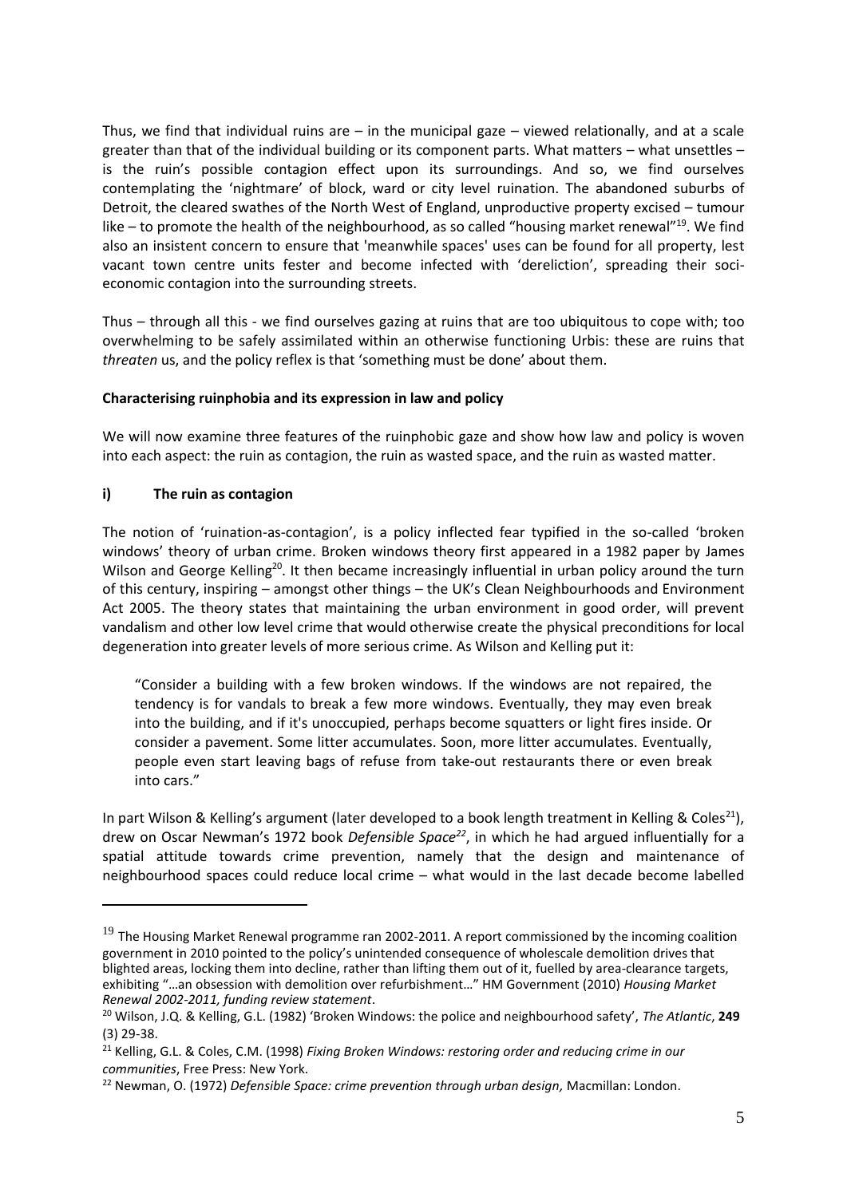Thus, we find that individual ruins are – in the municipal gaze – viewed relationally, and at a scale greater than that of the individual building or its component parts. What matters – what unsettles – is the ruin's possible contagion effect upon its surroundings. And so, we find ourselves contemplating the 'nightmare' of block, ward or city level ruination. The abandoned suburbs of Detroit, the cleared swathes of the North West of England, unproductive property excised – tumour like – to promote the health of the neighbourhood, as so called "housing market renewal"[19]. We find also an insistent concern to ensure that 'meanwhile spaces' uses can be found for all property, lest vacant town centre units fester and become infected with 'dereliction', spreading their soci-economic contagion into the surrounding streets.

Thus – through all this - we find ourselves gazing at ruins that are too ubiquitous to cope with; too overwhelming to be safely assimilated within an otherwise functioning Urbis: these are ruins that *threaten* us, and the policy reflex is that 'something must be done' about them.

**Characterising ruinphobia and its expression in law and policy**

We will now examine three features of the ruinphobic gaze and show how law and policy is woven into each aspect: the ruin as contagion, the ruin as wasted space, and the ruin as wasted matter.

**i) The ruin as contagion**

The notion of 'ruination-as-contagion', is a policy inflected fear typified in the so-called 'broken windows' theory of urban crime. Broken windows theory first appeared in a 1982 paper by James Wilson and George Kelling[20]. It then became increasingly influential in urban policy around the turn of this century, inspiring – amongst other things – the UK's Clean Neighbourhoods and Environment Act 2005. The theory states that maintaining the urban environment in good order, will prevent vandalism and other low level crime that would otherwise create the physical preconditions for local degeneration into greater levels of more serious crime. As Wilson and Kelling put it:

> "Consider a building with a few broken windows. If the windows are not repaired, the tendency is for vandals to break a few more windows. Eventually, they may even break into the building, and if it's unoccupied, perhaps become squatters or light fires inside. Or consider a pavement. Some litter accumulates. Soon, more litter accumulates. Eventually, people even start leaving bags of refuse from take-out restaurants there or even break into cars."

In part Wilson & Kelling's argument (later developed to a book length treatment in Kelling & Coles[21]), drew on Oscar Newman's 1972 book *Defensible Space*[22], in which he had argued influentially for a spatial attitude towards crime prevention, namely that the design and maintenance of neighbourhood spaces could reduce local crime – what would in the last decade become labelled

---

[19] The Housing Market Renewal programme ran 2002-2011. A report commissioned by the incoming coalition government in 2010 pointed to the policy's unintended consequence of wholescale demolition drives that blighted areas, locking them into decline, rather than lifting them out of it, fuelled by area-clearance targets, exhibiting "…an obsession with demolition over refurbishment…" HM Government (2010) *Housing Market Renewal 2002-2011, funding review statement*.

[20] Wilson, J.Q. & Kelling, G.L. (1982) 'Broken Windows: the police and neighbourhood safety', *The Atlantic*, **249** (3) 29-38.

[21] Kelling, G.L. & Coles, C.M. (1998) *Fixing Broken Windows: restoring order and reducing crime in our communities*, Free Press: New York.

[22] Newman, O. (1972) *Defensible Space: crime prevention through urban design,* Macmillan: London.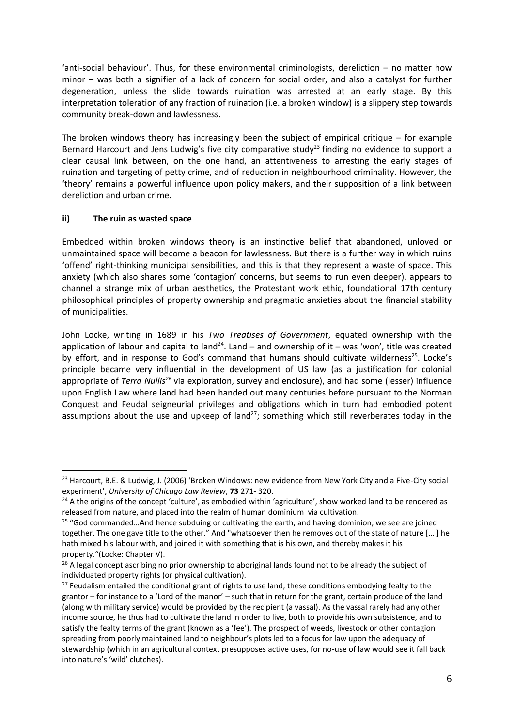'anti-social behaviour'. Thus, for these environmental criminologists, dereliction – no matter how minor – was both a signifier of a lack of concern for social order, and also a catalyst for further degeneration, unless the slide towards ruination was arrested at an early stage. By this interpretation toleration of any fraction of ruination (i.e. a broken window) is a slippery step towards community break-down and lawlessness.

The broken windows theory has increasingly been the subject of empirical critique – for example Bernard Harcourt and Jens Ludwig's five city comparative study[23] finding no evidence to support a clear causal link between, on the one hand, an attentiveness to arresting the early stages of ruination and targeting of petty crime, and of reduction in neighbourhood criminality. However, the 'theory' remains a powerful influence upon policy makers, and their supposition of a link between dereliction and urban crime.

### ii) The ruin as wasted space

Embedded within broken windows theory is an instinctive belief that abandoned, unloved or unmaintained space will become a beacon for lawlessness. But there is a further way in which ruins 'offend' right-thinking municipal sensibilities, and this is that they represent a waste of space. This anxiety (which also shares some 'contagion' concerns, but seems to run even deeper), appears to channel a strange mix of urban aesthetics, the Protestant work ethic, foundational 17th century philosophical principles of property ownership and pragmatic anxieties about the financial stability of municipalities.

John Locke, writing in 1689 in his *Two Treatises of Government*, equated ownership with the application of labour and capital to land[24]. Land – and ownership of it – was 'won', title was created by effort, and in response to God's command that humans should cultivate wilderness[25]. Locke's principle became very influential in the development of US law (as a justification for colonial appropriate of *Terra Nullis*[26] via exploration, survey and enclosure), and had some (lesser) influence upon English Law where land had been handed out many centuries before pursuant to the Norman Conquest and Feudal seigneurial privileges and obligations which in turn had embodied potent assumptions about the use and upkeep of land[27]; something which still reverberates today in the

---

[23] Harcourt, B.E. & Ludwig, J. (2006) 'Broken Windows: new evidence from New York City and a Five-City social experiment', *University of Chicago Law Review*, **73** 271- 320.

[24] A the origins of the concept 'culture', as embodied within 'agriculture', show worked land to be rendered as released from nature, and placed into the realm of human dominium via cultivation.

[25] "God commanded…And hence subduing or cultivating the earth, and having dominion, we see are joined together. The one gave title to the other." And "whatsoever then he removes out of the state of nature [… ] he hath mixed his labour with, and joined it with something that is his own, and thereby makes it his property."(Locke: Chapter V).

[26] A legal concept ascribing no prior ownership to aboriginal lands found not to be already the subject of individuated property rights (or physical cultivation).

[27] Feudalism entailed the conditional grant of rights to use land, these conditions embodying fealty to the grantor – for instance to a 'Lord of the manor' – such that in return for the grant, certain produce of the land (along with military service) would be provided by the recipient (a vassal). As the vassal rarely had any other income source, he thus had to cultivate the land in order to live, both to provide his own subsistence, and to satisfy the fealty terms of the grant (known as a 'fee'). The prospect of weeds, livestock or other contagion spreading from poorly maintained land to neighbour's plots led to a focus for law upon the adequacy of stewardship (which in an agricultural context presupposes active uses, for no-use of law would see it fall back into nature's 'wild' clutches).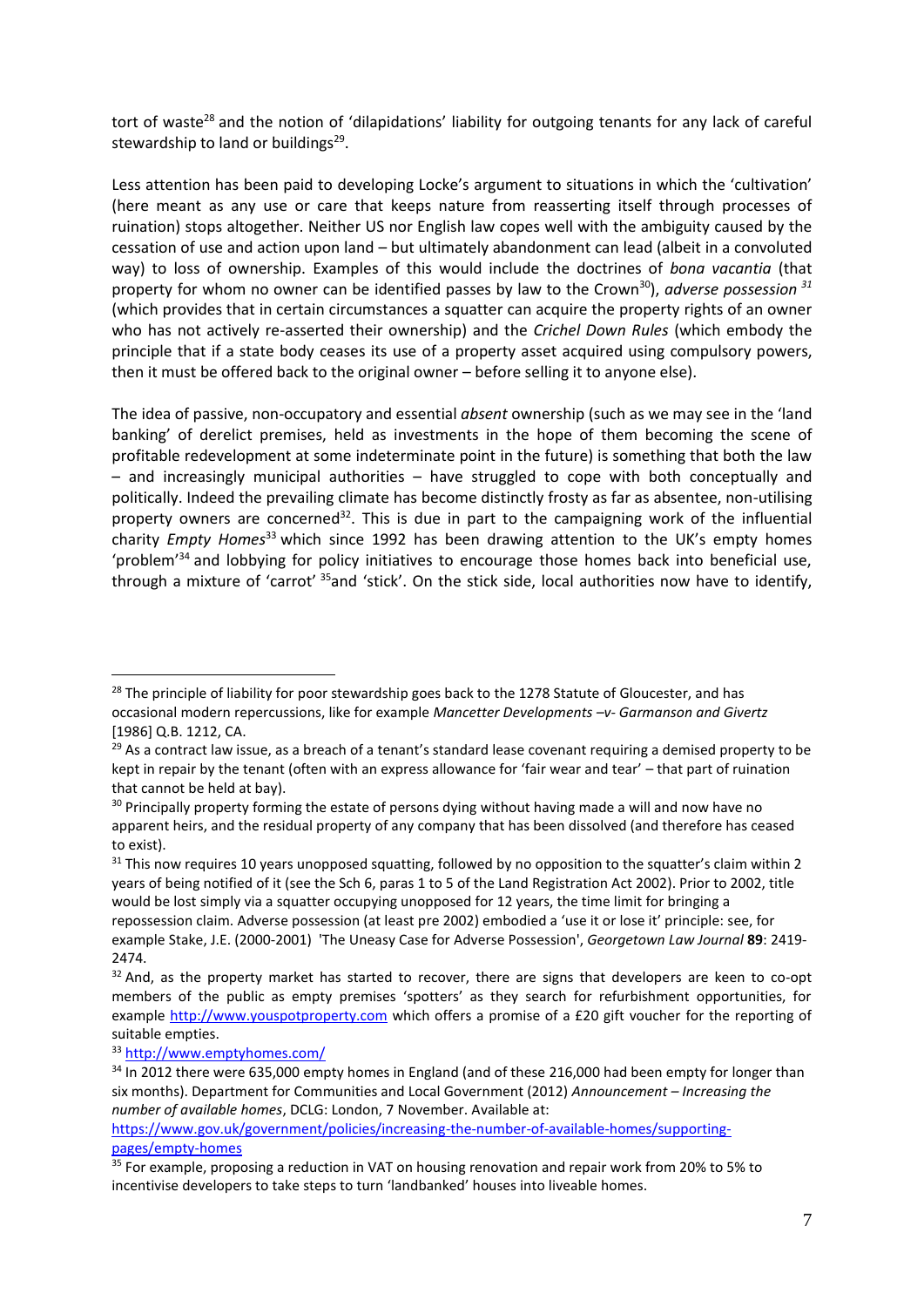tort of waste[28] and the notion of 'dilapidations' liability for outgoing tenants for any lack of careful stewardship to land or buildings[29].

Less attention has been paid to developing Locke's argument to situations in which the 'cultivation' (here meant as any use or care that keeps nature from reasserting itself through processes of ruination) stops altogether. Neither US nor English law copes well with the ambiguity caused by the cessation of use and action upon land – but ultimately abandonment can lead (albeit in a convoluted way) to loss of ownership. Examples of this would include the doctrines of *bona vacantia* (that property for whom no owner can be identified passes by law to the Crown[30]), *adverse possession* [31] (which provides that in certain circumstances a squatter can acquire the property rights of an owner who has not actively re-asserted their ownership) and the *Crichel Down Rules* (which embody the principle that if a state body ceases its use of a property asset acquired using compulsory powers, then it must be offered back to the original owner – before selling it to anyone else).

The idea of passive, non-occupatory and essential *absent* ownership (such as we may see in the 'land banking' of derelict premises, held as investments in the hope of them becoming the scene of profitable redevelopment at some indeterminate point in the future) is something that both the law – and increasingly municipal authorities – have struggled to cope with both conceptually and politically. Indeed the prevailing climate has become distinctly frosty as far as absentee, non-utilising property owners are concerned[32]. This is due in part to the campaigning work of the influential charity *Empty Homes*[33] which since 1992 has been drawing attention to the UK's empty homes 'problem'[34] and lobbying for policy initiatives to encourage those homes back into beneficial use, through a mixture of 'carrot' [35]and 'stick'. On the stick side, local authorities now have to identify,

---

[28] The principle of liability for poor stewardship goes back to the 1278 Statute of Gloucester, and has occasional modern repercussions, like for example *Mancetter Developments –v- Garmanson and Givertz* [1986] Q.B. 1212, CA.

[29] As a contract law issue, as a breach of a tenant's standard lease covenant requiring a demised property to be kept in repair by the tenant (often with an express allowance for 'fair wear and tear' – that part of ruination that cannot be held at bay).

[30] Principally property forming the estate of persons dying without having made a will and now have no apparent heirs, and the residual property of any company that has been dissolved (and therefore has ceased to exist).

[31] This now requires 10 years unopposed squatting, followed by no opposition to the squatter's claim within 2 years of being notified of it (see the Sch 6, paras 1 to 5 of the Land Registration Act 2002). Prior to 2002, title would be lost simply via a squatter occupying unopposed for 12 years, the time limit for bringing a repossession claim. Adverse possession (at least pre 2002) embodied a 'use it or lose it' principle: see, for example Stake, J.E. (2000-2001) 'The Uneasy Case for Adverse Possession', *Georgetown Law Journal* **89**: 2419-2474.

[32] And, as the property market has started to recover, there are signs that developers are keen to co-opt members of the public as empty premises 'spotters' as they search for refurbishment opportunities, for example http://www.youspotproperty.com which offers a promise of a £20 gift voucher for the reporting of suitable empties.

[33] http://www.emptyhomes.com/

[34] In 2012 there were 635,000 empty homes in England (and of these 216,000 had been empty for longer than six months). Department for Communities and Local Government (2012) *Announcement – Increasing the number of available homes*, DCLG: London, 7 November. Available at: https://www.gov.uk/government/policies/increasing-the-number-of-available-homes/supporting-pages/empty-homes

[35] For example, proposing a reduction in VAT on housing renovation and repair work from 20% to 5% to incentivise developers to take steps to turn 'landbanked' houses into liveable homes.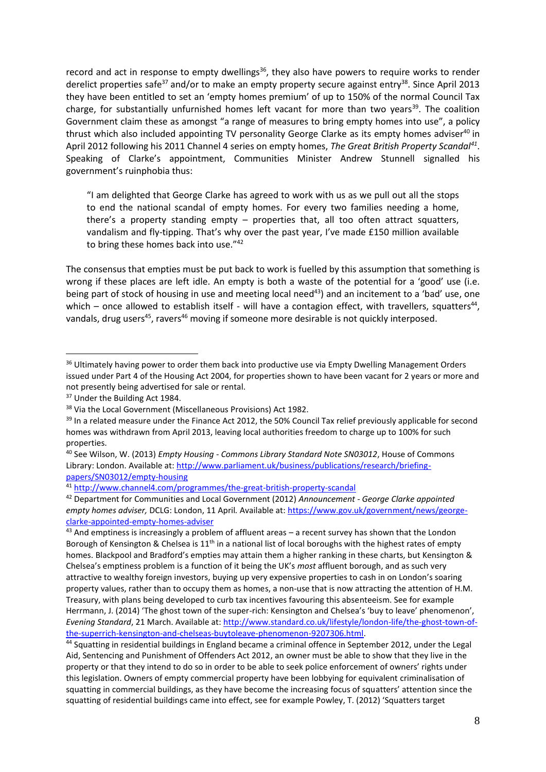record and act in response to empty dwellings[36], they also have powers to require works to render derelict properties safe[37] and/or to make an empty property secure against entry[38]. Since April 2013 they have been entitled to set an 'empty homes premium' of up to 150% of the normal Council Tax charge, for substantially unfurnished homes left vacant for more than two years[39]. The coalition Government claim these as amongst "a range of measures to bring empty homes into use", a policy thrust which also included appointing TV personality George Clarke as its empty homes adviser[40] in April 2012 following his 2011 Channel 4 series on empty homes, *The Great British Property Scandal*[41]. Speaking of Clarke's appointment, Communities Minister Andrew Stunnell signalled his government's ruinphobia thus:

> "I am delighted that George Clarke has agreed to work with us as we pull out all the stops to end the national scandal of empty homes. For every two families needing a home, there's a property standing empty – properties that, all too often attract squatters, vandalism and fly-tipping. That's why over the past year, I've made £150 million available to bring these homes back into use."[42]

The consensus that empties must be put back to work is fuelled by this assumption that something is wrong if these places are left idle. An empty is both a waste of the potential for a 'good' use (i.e. being part of stock of housing in use and meeting local need[43]) and an incitement to a 'bad' use, one which – once allowed to establish itself - will have a contagion effect, with travellers, squatters[44], vandals, drug users[45], ravers[46] moving if someone more desirable is not quickly interposed.

---

[36] Ultimately having power to order them back into productive use via Empty Dwelling Management Orders issued under Part 4 of the Housing Act 2004, for properties shown to have been vacant for 2 years or more and not presently being advertised for sale or rental.

[37] Under the Building Act 1984.

[38] Via the Local Government (Miscellaneous Provisions) Act 1982.

[39] In a related measure under the Finance Act 2012, the 50% Council Tax relief previously applicable for second homes was withdrawn from April 2013, leaving local authorities freedom to charge up to 100% for such properties.

[40] See Wilson, W. (2013) *Empty Housing - Commons Library Standard Note SN03012*, House of Commons Library: London. Available at: http://www.parliament.uk/business/publications/research/briefing-papers/SN03012/empty-housing

[41] http://www.channel4.com/programmes/the-great-british-property-scandal

[42] Department for Communities and Local Government (2012) *Announcement - George Clarke appointed empty homes adviser,* DCLG: London, 11 April. Available at: https://www.gov.uk/government/news/george-clarke-appointed-empty-homes-adviser

[43] And emptiness is increasingly a problem of affluent areas – a recent survey has shown that the London Borough of Kensington & Chelsea is 11th in a national list of local boroughs with the highest rates of empty homes. Blackpool and Bradford's empties may attain them a higher ranking in these charts, but Kensington & Chelsea's emptiness problem is a function of it being the UK's *most* affluent borough, and as such very attractive to wealthy foreign investors, buying up very expensive properties to cash in on London's soaring property values, rather than to occupy them as homes, a non-use that is now attracting the attention of H.M. Treasury, with plans being developed to curb tax incentives favouring this absenteeism. See for example Herrmann, J. (2014) 'The ghost town of the super-rich: Kensington and Chelsea's 'buy to leave' phenomenon', *Evening Standard*, 21 March. Available at: http://www.standard.co.uk/lifestyle/london-life/the-ghost-town-of-the-superrich-kensington-and-chelseas-buytoleave-phenomenon-9207306.html.

[44] Squatting in residential buildings in England became a criminal offence in September 2012, under the Legal Aid, Sentencing and Punishment of Offenders Act 2012, an owner must be able to show that they live in the property or that they intend to do so in order to be able to seek police enforcement of owners' rights under this legislation. Owners of empty commercial property have been lobbying for equivalent criminalisation of squatting in commercial buildings, as they have become the increasing focus of squatters' attention since the squatting of residential buildings came into effect, see for example Powley, T. (2012) 'Squatters target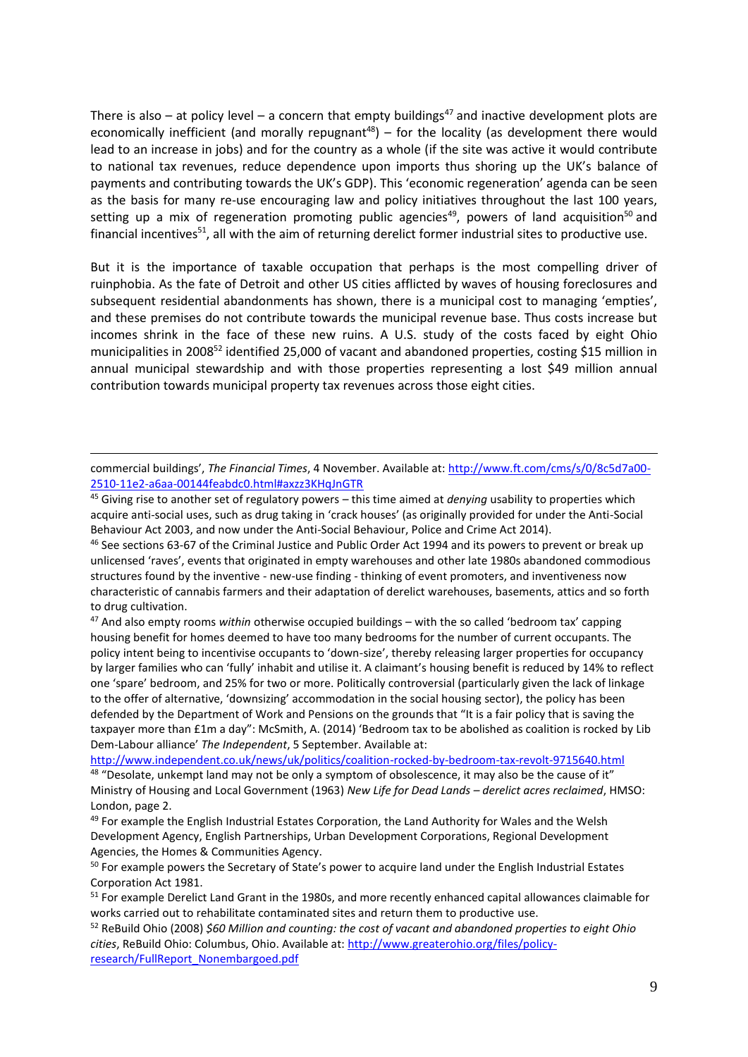There is also – at policy level – a concern that empty buildings[47] and inactive development plots are economically inefficient (and morally repugnant[48]) – for the locality (as development there would lead to an increase in jobs) and for the country as a whole (if the site was active it would contribute to national tax revenues, reduce dependence upon imports thus shoring up the UK's balance of payments and contributing towards the UK's GDP). This 'economic regeneration' agenda can be seen as the basis for many re-use encouraging law and policy initiatives throughout the last 100 years, setting up a mix of regeneration promoting public agencies[49], powers of land acquisition[50] and financial incentives[51], all with the aim of returning derelict former industrial sites to productive use.

But it is the importance of taxable occupation that perhaps is the most compelling driver of ruinphobia. As the fate of Detroit and other US cities afflicted by waves of housing foreclosures and subsequent residential abandonments has shown, there is a municipal cost to managing 'empties', and these premises do not contribute towards the municipal revenue base. Thus costs increase but incomes shrink in the face of these new ruins. A U.S. study of the costs faced by eight Ohio municipalities in 2008[52] identified 25,000 of vacant and abandoned properties, costing $15 million in annual municipal stewardship and with those properties representing a lost $49 million annual contribution towards municipal property tax revenues across those eight cities.

---

commercial buildings', *The Financial Times*, 4 November. Available at: http://www.ft.com/cms/s/0/8c5d7a00-2510-11e2-a6aa-00144feabdc0.html#axzz3KHqJnGTR

[45] Giving rise to another set of regulatory powers – this time aimed at *denying* usability to properties which acquire anti-social uses, such as drug taking in 'crack houses' (as originally provided for under the Anti-Social Behaviour Act 2003, and now under the Anti-Social Behaviour, Police and Crime Act 2014).

[46] See sections 63-67 of the Criminal Justice and Public Order Act 1994 and its powers to prevent or break up unlicensed 'raves', events that originated in empty warehouses and other late 1980s abandoned commodious structures found by the inventive - new-use finding - thinking of event promoters, and inventiveness now characteristic of cannabis farmers and their adaptation of derelict warehouses, basements, attics and so forth to drug cultivation.

[47] And also empty rooms *within* otherwise occupied buildings – with the so called 'bedroom tax' capping housing benefit for homes deemed to have too many bedrooms for the number of current occupants. The policy intent being to incentivise occupants to 'down-size', thereby releasing larger properties for occupancy by larger families who can 'fully' inhabit and utilise it. A claimant's housing benefit is reduced by 14% to reflect one 'spare' bedroom, and 25% for two or more. Politically controversial (particularly given the lack of linkage to the offer of alternative, 'downsizing' accommodation in the social housing sector), the policy has been defended by the Department of Work and Pensions on the grounds that "It is a fair policy that is saving the taxpayer more than £1m a day": McSmith, A. (2014) 'Bedroom tax to be abolished as coalition is rocked by Lib Dem-Labour alliance' *The Independent*, 5 September. Available at: http://www.independent.co.uk/news/uk/politics/coalition-rocked-by-bedroom-tax-revolt-9715640.html

[48] "Desolate, unkempt land may not be only a symptom of obsolescence, it may also be the cause of it" Ministry of Housing and Local Government (1963) *New Life for Dead Lands – derelict acres reclaimed*, HMSO: London, page 2.

[49] For example the English Industrial Estates Corporation, the Land Authority for Wales and the Welsh Development Agency, English Partnerships, Urban Development Corporations, Regional Development Agencies, the Homes & Communities Agency.

[50] For example powers the Secretary of State's power to acquire land under the English Industrial Estates Corporation Act 1981.

[51] For example Derelict Land Grant in the 1980s, and more recently enhanced capital allowances claimable for works carried out to rehabilitate contaminated sites and return them to productive use.

[52] ReBuild Ohio (2008) *$60 Million and counting: the cost of vacant and abandoned properties to eight Ohio cities*, ReBuild Ohio: Columbus, Ohio. Available at: http://www.greaterohio.org/files/policy-research/FullReport_Nonembargoed.pdf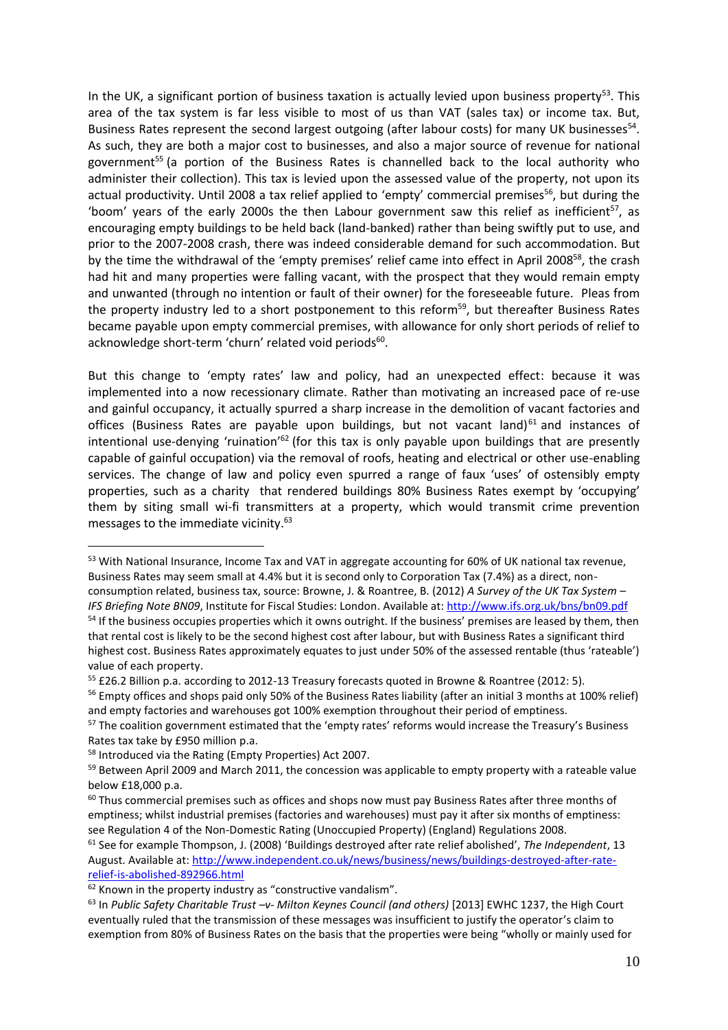In the UK, a significant portion of business taxation is actually levied upon business property[53]. This area of the tax system is far less visible to most of us than VAT (sales tax) or income tax. But, Business Rates represent the second largest outgoing (after labour costs) for many UK businesses[54]. As such, they are both a major cost to businesses, and also a major source of revenue for national government[55] (a portion of the Business Rates is channelled back to the local authority who administer their collection). This tax is levied upon the assessed value of the property, not upon its actual productivity. Until 2008 a tax relief applied to 'empty' commercial premises[56], but during the 'boom' years of the early 2000s the then Labour government saw this relief as inefficient[57], as encouraging empty buildings to be held back (land-banked) rather than being swiftly put to use, and prior to the 2007-2008 crash, there was indeed considerable demand for such accommodation. But by the time the withdrawal of the 'empty premises' relief came into effect in April 2008[58], the crash had hit and many properties were falling vacant, with the prospect that they would remain empty and unwanted (through no intention or fault of their owner) for the foreseeable future. Pleas from the property industry led to a short postponement to this reform[59], but thereafter Business Rates became payable upon empty commercial premises, with allowance for only short periods of relief to acknowledge short-term 'churn' related void periods[60].

But this change to 'empty rates' law and policy, had an unexpected effect: because it was implemented into a now recessionary climate. Rather than motivating an increased pace of re-use and gainful occupancy, it actually spurred a sharp increase in the demolition of vacant factories and offices (Business Rates are payable upon buildings, but not vacant land)[61] and instances of intentional use-denying 'ruination'[62] (for this tax is only payable upon buildings that are presently capable of gainful occupation) via the removal of roofs, heating and electrical or other use-enabling services. The change of law and policy even spurred a range of faux 'uses' of ostensibly empty properties, such as a charity that rendered buildings 80% Business Rates exempt by 'occupying' them by siting small wi-fi transmitters at a property, which would transmit crime prevention messages to the immediate vicinity.[63]

---

[53] With National Insurance, Income Tax and VAT in aggregate accounting for 60% of UK national tax revenue, Business Rates may seem small at 4.4% but it is second only to Corporation Tax (7.4%) as a direct, non-consumption related, business tax, source: Browne, J. & Roantree, B. (2012) *A Survey of the UK Tax System – IFS Briefing Note BN09*, Institute for Fiscal Studies: London. Available at: http://www.ifs.org.uk/bns/bn09.pdf

[54] If the business occupies properties which it owns outright. If the business' premises are leased by them, then that rental cost is likely to be the second highest cost after labour, but with Business Rates a significant third highest cost. Business Rates approximately equates to just under 50% of the assessed rentable (thus 'rateable') value of each property.

[55] £26.2 Billion p.a. according to 2012-13 Treasury forecasts quoted in Browne & Roantree (2012: 5).

[56] Empty offices and shops paid only 50% of the Business Rates liability (after an initial 3 months at 100% relief) and empty factories and warehouses got 100% exemption throughout their period of emptiness.

[57] The coalition government estimated that the 'empty rates' reforms would increase the Treasury's Business Rates tax take by £950 million p.a.

[58] Introduced via the Rating (Empty Properties) Act 2007.

[59] Between April 2009 and March 2011, the concession was applicable to empty property with a rateable value below £18,000 p.a.

[60] Thus commercial premises such as offices and shops now must pay Business Rates after three months of emptiness; whilst industrial premises (factories and warehouses) must pay it after six months of emptiness: see Regulation 4 of the Non-Domestic Rating (Unoccupied Property) (England) Regulations 2008.

[61] See for example Thompson, J. (2008) 'Buildings destroyed after rate relief abolished', *The Independent*, 13 August. Available at: http://www.independent.co.uk/news/business/news/buildings-destroyed-after-rate-relief-is-abolished-892966.html

[62] Known in the property industry as "constructive vandalism".

[63] In *Public Safety Charitable Trust –v- Milton Keynes Council (and others)* [2013] EWHC 1237, the High Court eventually ruled that the transmission of these messages was insufficient to justify the operator's claim to exemption from 80% of Business Rates on the basis that the properties were being "wholly or mainly used for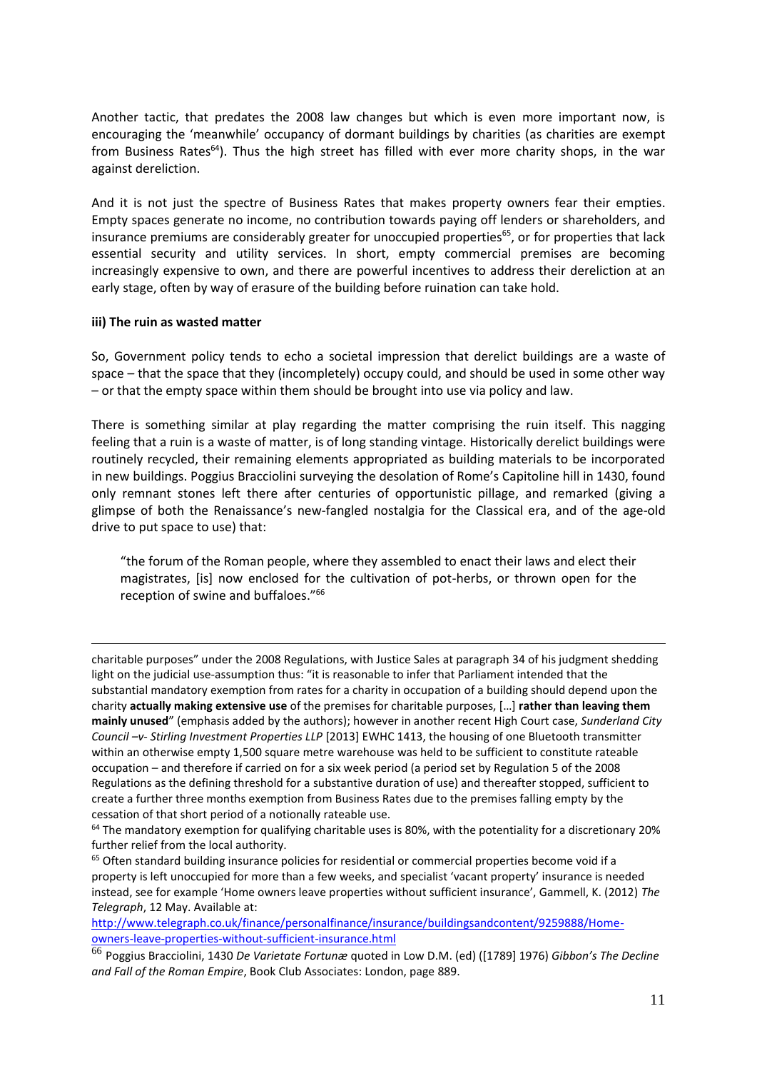Another tactic, that predates the 2008 law changes but which is even more important now, is encouraging the 'meanwhile' occupancy of dormant buildings by charities (as charities are exempt from Business Rates[64]). Thus the high street has filled with ever more charity shops, in the war against dereliction.

And it is not just the spectre of Business Rates that makes property owners fear their empties. Empty spaces generate no income, no contribution towards paying off lenders or shareholders, and insurance premiums are considerably greater for unoccupied properties[65], or for properties that lack essential security and utility services. In short, empty commercial premises are becoming increasingly expensive to own, and there are powerful incentives to address their dereliction at an early stage, often by way of erasure of the building before ruination can take hold.

**iii) The ruin as wasted matter**

So, Government policy tends to echo a societal impression that derelict buildings are a waste of space – that the space that they (incompletely) occupy could, and should be used in some other way – or that the empty space within them should be brought into use via policy and law.

There is something similar at play regarding the matter comprising the ruin itself. This nagging feeling that a ruin is a waste of matter, is of long standing vintage. Historically derelict buildings were routinely recycled, their remaining elements appropriated as building materials to be incorporated in new buildings. Poggius Bracciolini surveying the desolation of Rome's Capitoline hill in 1430, found only remnant stones left there after centuries of opportunistic pillage, and remarked (giving a glimpse of both the Renaissance's new-fangled nostalgia for the Classical era, and of the age-old drive to put space to use) that:

> "the forum of the Roman people, where they assembled to enact their laws and elect their magistrates, [is] now enclosed for the cultivation of pot-herbs, or thrown open for the reception of swine and buffaloes."[66]

---

charitable purposes" under the 2008 Regulations, with Justice Sales at paragraph 34 of his judgment shedding light on the judicial use-assumption thus: "it is reasonable to infer that Parliament intended that the substantial mandatory exemption from rates for a charity in occupation of a building should depend upon the charity **actually making extensive use** of the premises for charitable purposes, […] **rather than leaving them mainly unused**" (emphasis added by the authors); however in another recent High Court case, *Sunderland City Council –v- Stirling Investment Properties LLP* [2013] EWHC 1413, the housing of one Bluetooth transmitter within an otherwise empty 1,500 square metre warehouse was held to be sufficient to constitute rateable occupation – and therefore if carried on for a six week period (a period set by Regulation 5 of the 2008 Regulations as the defining threshold for a substantive duration of use) and thereafter stopped, sufficient to create a further three months exemption from Business Rates due to the premises falling empty by the cessation of that short period of a notionally rateable use.

[64] The mandatory exemption for qualifying charitable uses is 80%, with the potentiality for a discretionary 20% further relief from the local authority.

[65] Often standard building insurance policies for residential or commercial properties become void if a property is left unoccupied for more than a few weeks, and specialist 'vacant property' insurance is needed instead, see for example 'Home owners leave properties without sufficient insurance', Gammell, K. (2012) *The Telegraph*, 12 May. Available at: http://www.telegraph.co.uk/finance/personalfinance/insurance/buildingsandcontent/9259888/Home-owners-leave-properties-without-sufficient-insurance.html

[66] Poggius Bracciolini, 1430 *De Varietate Fortunæ* quoted in Low D.M. (ed) ([1789] 1976) *Gibbon's The Decline and Fall of the Roman Empire*, Book Club Associates: London, page 889.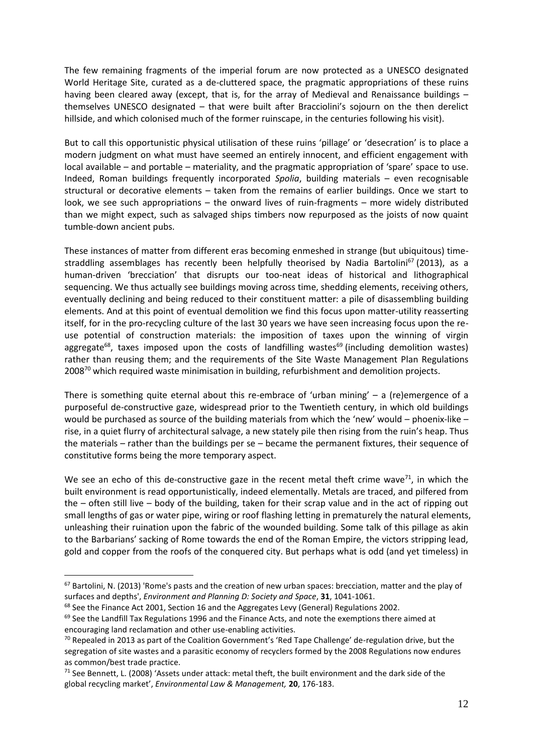The few remaining fragments of the imperial forum are now protected as a UNESCO designated World Heritage Site, curated as a de-cluttered space, the pragmatic appropriations of these ruins having been cleared away (except, that is, for the array of Medieval and Renaissance buildings – themselves UNESCO designated – that were built after Bracciolini's sojourn on the then derelict hillside, and which colonised much of the former ruinscape, in the centuries following his visit).

But to call this opportunistic physical utilisation of these ruins 'pillage' or 'desecration' is to place a modern judgment on what must have seemed an entirely innocent, and efficient engagement with local available – and portable – materiality, and the pragmatic appropriation of 'spare' space to use. Indeed, Roman buildings frequently incorporated *Spolia*, building materials – even recognisable structural or decorative elements – taken from the remains of earlier buildings. Once we start to look, we see such appropriations – the onward lives of ruin-fragments – more widely distributed than we might expect, such as salvaged ships timbers now repurposed as the joists of now quaint tumble-down ancient pubs.

These instances of matter from different eras becoming enmeshed in strange (but ubiquitous) time-straddling assemblages has recently been helpfully theorised by Nadia Bartolini[67] (2013), as a human-driven 'brecciation' that disrupts our too-neat ideas of historical and lithographical sequencing. We thus actually see buildings moving across time, shedding elements, receiving others, eventually declining and being reduced to their constituent matter: a pile of disassembling building elements. And at this point of eventual demolition we find this focus upon matter-utility reasserting itself, for in the pro-recycling culture of the last 30 years we have seen increasing focus upon the re-use potential of construction materials: the imposition of taxes upon the winning of virgin aggregate[68], taxes imposed upon the costs of landfilling wastes[69] (including demolition wastes) rather than reusing them; and the requirements of the Site Waste Management Plan Regulations 2008[70] which required waste minimisation in building, refurbishment and demolition projects.

There is something quite eternal about this re-embrace of 'urban mining' – a (re)emergence of a purposeful de-constructive gaze, widespread prior to the Twentieth century, in which old buildings would be purchased as source of the building materials from which the 'new' would – phoenix-like – rise, in a quiet flurry of architectural salvage, a new stately pile then rising from the ruin's heap. Thus the materials – rather than the buildings per se – became the permanent fixtures, their sequence of constitutive forms being the more temporary aspect.

We see an echo of this de-constructive gaze in the recent metal theft crime wave[71], in which the built environment is read opportunistically, indeed elementally. Metals are traced, and pilfered from the – often still live – body of the building, taken for their scrap value and in the act of ripping out small lengths of gas or water pipe, wiring or roof flashing letting in prematurely the natural elements, unleashing their ruination upon the fabric of the wounded building. Some talk of this pillage as akin to the Barbarians' sacking of Rome towards the end of the Roman Empire, the victors stripping lead, gold and copper from the roofs of the conquered city. But perhaps what is odd (and yet timeless) in

---

[67] Bartolini, N. (2013) 'Rome's pasts and the creation of new urban spaces: brecciation, matter and the play of surfaces and depths', *Environment and Planning D: Society and Space*, **31**, 1041-1061.

[68] See the Finance Act 2001, Section 16 and the Aggregates Levy (General) Regulations 2002.

[69] See the Landfill Tax Regulations 1996 and the Finance Acts, and note the exemptions there aimed at encouraging land reclamation and other use-enabling activities.

[70] Repealed in 2013 as part of the Coalition Government's 'Red Tape Challenge' de-regulation drive, but the segregation of site wastes and a parasitic economy of recyclers formed by the 2008 Regulations now endures as common/best trade practice.

[71] See Bennett, L. (2008) 'Assets under attack: metal theft, the built environment and the dark side of the global recycling market', *Environmental Law & Management,* **20**, 176-183.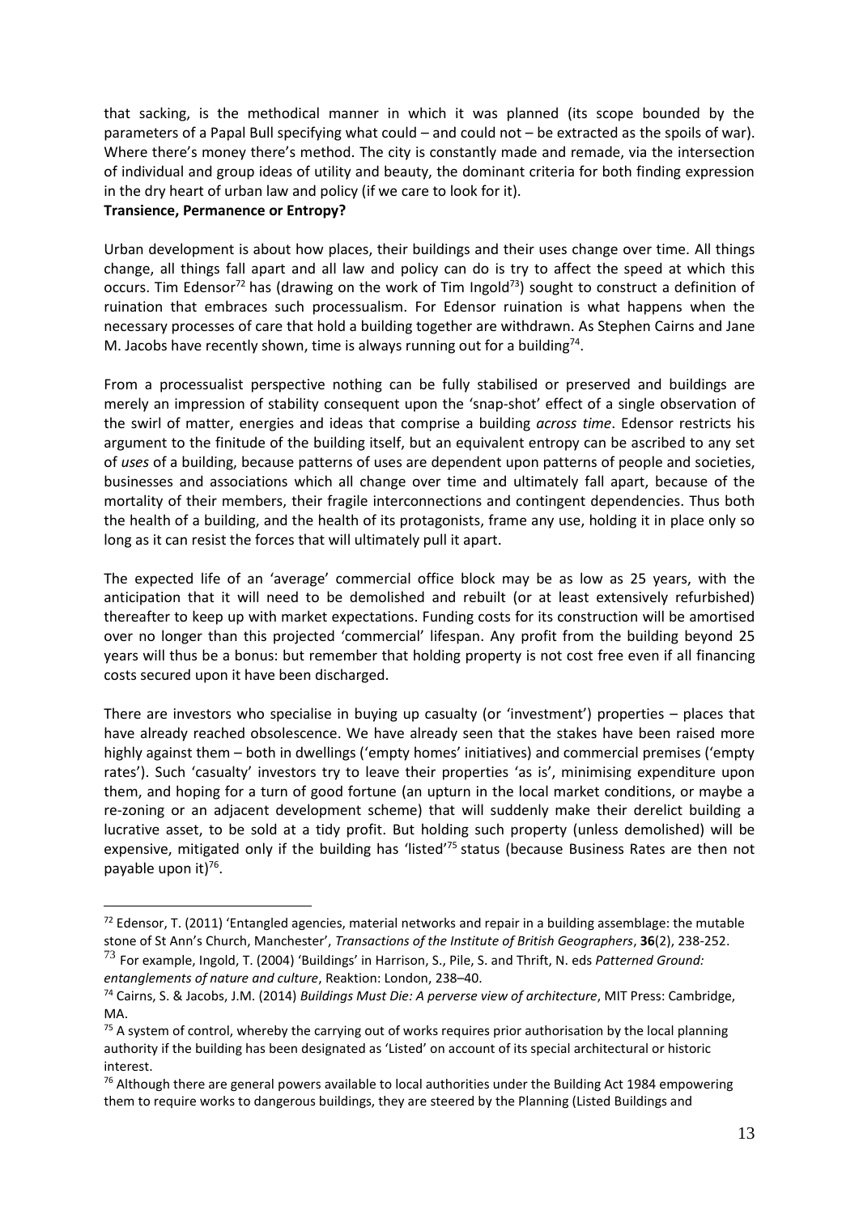that sacking, is the methodical manner in which it was planned (its scope bounded by the parameters of a Papal Bull specifying what could – and could not – be extracted as the spoils of war). Where there's money there's method. The city is constantly made and remade, via the intersection of individual and group ideas of utility and beauty, the dominant criteria for both finding expression in the dry heart of urban law and policy (if we care to look for it).

**Transience, Permanence or Entropy?**

Urban development is about how places, their buildings and their uses change over time. All things change, all things fall apart and all law and policy can do is try to affect the speed at which this occurs. Tim Edensor[72] has (drawing on the work of Tim Ingold[73]) sought to construct a definition of ruination that embraces such processualism. For Edensor ruination is what happens when the necessary processes of care that hold a building together are withdrawn. As Stephen Cairns and Jane M. Jacobs have recently shown, time is always running out for a building[74].

From a processualist perspective nothing can be fully stabilised or preserved and buildings are merely an impression of stability consequent upon the 'snap-shot' effect of a single observation of the swirl of matter, energies and ideas that comprise a building *across time*. Edensor restricts his argument to the finitude of the building itself, but an equivalent entropy can be ascribed to any set of *uses* of a building, because patterns of uses are dependent upon patterns of people and societies, businesses and associations which all change over time and ultimately fall apart, because of the mortality of their members, their fragile interconnections and contingent dependencies. Thus both the health of a building, and the health of its protagonists, frame any use, holding it in place only so long as it can resist the forces that will ultimately pull it apart.

The expected life of an 'average' commercial office block may be as low as 25 years, with the anticipation that it will need to be demolished and rebuilt (or at least extensively refurbished) thereafter to keep up with market expectations. Funding costs for its construction will be amortised over no longer than this projected 'commercial' lifespan. Any profit from the building beyond 25 years will thus be a bonus: but remember that holding property is not cost free even if all financing costs secured upon it have been discharged.

There are investors who specialise in buying up casualty (or 'investment') properties – places that have already reached obsolescence. We have already seen that the stakes have been raised more highly against them – both in dwellings ('empty homes' initiatives) and commercial premises ('empty rates'). Such 'casualty' investors try to leave their properties 'as is', minimising expenditure upon them, and hoping for a turn of good fortune (an upturn in the local market conditions, or maybe a re-zoning or an adjacent development scheme) that will suddenly make their derelict building a lucrative asset, to be sold at a tidy profit. But holding such property (unless demolished) will be expensive, mitigated only if the building has 'listed'[75] status (because Business Rates are then not payable upon it)[76].

---

[72] Edensor, T. (2011) 'Entangled agencies, material networks and repair in a building assemblage: the mutable stone of St Ann's Church, Manchester', *Transactions of the Institute of British Geographers*, **36**(2), 238-252.

[73] For example, Ingold, T. (2004) 'Buildings' in Harrison, S., Pile, S. and Thrift, N. eds *Patterned Ground: entanglements of nature and culture*, Reaktion: London, 238–40.

[74] Cairns, S. & Jacobs, J.M. (2014) *Buildings Must Die: A perverse view of architecture*, MIT Press: Cambridge, MA.

[75] A system of control, whereby the carrying out of works requires prior authorisation by the local planning authority if the building has been designated as 'Listed' on account of its special architectural or historic interest.

[76] Although there are general powers available to local authorities under the Building Act 1984 empowering them to require works to dangerous buildings, they are steered by the Planning (Listed Buildings and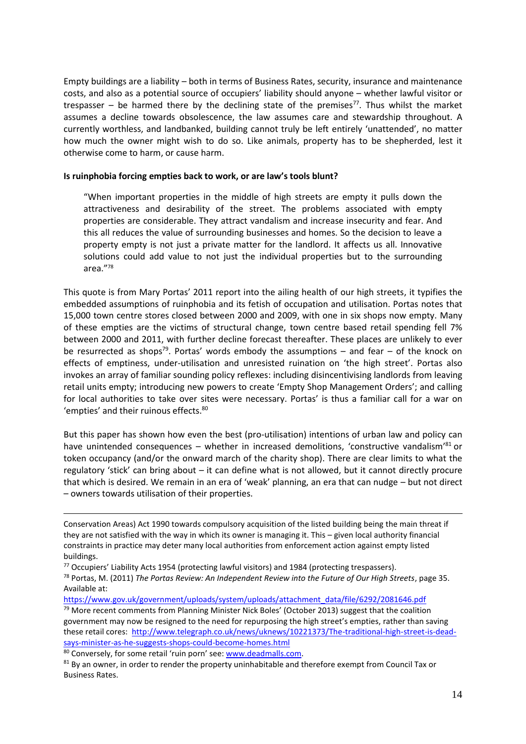Empty buildings are a liability – both in terms of Business Rates, security, insurance and maintenance costs, and also as a potential source of occupiers' liability should anyone – whether lawful visitor or trespasser – be harmed there by the declining state of the premises[77]. Thus whilst the market assumes a decline towards obsolescence, the law assumes care and stewardship throughout. A currently worthless, and landbanked, building cannot truly be left entirely 'unattended', no matter how much the owner might wish to do so. Like animals, property has to be shepherded, lest it otherwise come to harm, or cause harm.

**Is ruinphobia forcing empties back to work, or are law's tools blunt?**

> "When important properties in the middle of high streets are empty it pulls down the attractiveness and desirability of the street. The problems associated with empty properties are considerable. They attract vandalism and increase insecurity and fear. And this all reduces the value of surrounding businesses and homes. So the decision to leave a property empty is not just a private matter for the landlord. It affects us all. Innovative solutions could add value to not just the individual properties but to the surrounding area."[78]

This quote is from Mary Portas' 2011 report into the ailing health of our high streets, it typifies the embedded assumptions of ruinphobia and its fetish of occupation and utilisation. Portas notes that 15,000 town centre stores closed between 2000 and 2009, with one in six shops now empty. Many of these empties are the victims of structural change, town centre based retail spending fell 7% between 2000 and 2011, with further decline forecast thereafter. These places are unlikely to ever be resurrected as shops[79]. Portas' words embody the assumptions – and fear – of the knock on effects of emptiness, under-utilisation and unresisted ruination on 'the high street'. Portas also invokes an array of familiar sounding policy reflexes: including disincentivising landlords from leaving retail units empty; introducing new powers to create 'Empty Shop Management Orders'; and calling for local authorities to take over sites were necessary. Portas' is thus a familiar call for a war on 'empties' and their ruinous effects.[80]

But this paper has shown how even the best (pro-utilisation) intentions of urban law and policy can have unintended consequences – whether in increased demolitions, 'constructive vandalism'[81] or token occupancy (and/or the onward march of the charity shop). There are clear limits to what the regulatory 'stick' can bring about – it can define what is not allowed, but it cannot directly procure that which is desired. We remain in an era of 'weak' planning, an era that can nudge – but not direct – owners towards utilisation of their properties.

---

Conservation Areas) Act 1990 towards compulsory acquisition of the listed building being the main threat if they are not satisfied with the way in which its owner is managing it. This – given local authority financial constraints in practice may deter many local authorities from enforcement action against empty listed buildings.

[77] Occupiers' Liability Acts 1954 (protecting lawful visitors) and 1984 (protecting trespassers).

[78] Portas, M. (2011) *The Portas Review: An Independent Review into the Future of Our High Streets*, page 35. Available at: https://www.gov.uk/government/uploads/system/uploads/attachment_data/file/6292/2081646.pdf

[79] More recent comments from Planning Minister Nick Boles' (October 2013) suggest that the coalition government may now be resigned to the need for repurposing the high street's empties, rather than saving these retail cores: http://www.telegraph.co.uk/news/uknews/10221373/The-traditional-high-street-is-dead-says-minister-as-he-suggests-shops-could-become-homes.html

[80] Conversely, for some retail 'ruin porn' see: www.deadmalls.com.

[81] By an owner, in order to render the property uninhabitable and therefore exempt from Council Tax or Business Rates.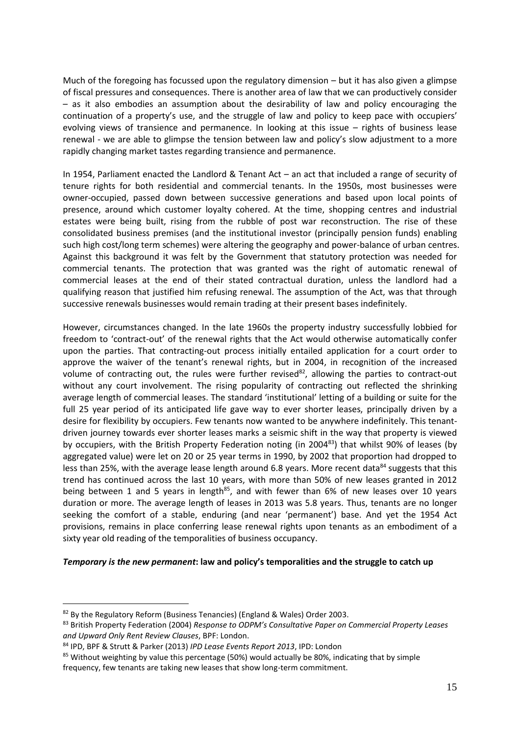Much of the foregoing has focussed upon the regulatory dimension – but it has also given a glimpse of fiscal pressures and consequences. There is another area of law that we can productively consider – as it also embodies an assumption about the desirability of law and policy encouraging the continuation of a property's use, and the struggle of law and policy to keep pace with occupiers' evolving views of transience and permanence. In looking at this issue – rights of business lease renewal - we are able to glimpse the tension between law and policy's slow adjustment to a more rapidly changing market tastes regarding transience and permanence.

In 1954, Parliament enacted the Landlord & Tenant Act – an act that included a range of security of tenure rights for both residential and commercial tenants. In the 1950s, most businesses were owner-occupied, passed down between successive generations and based upon local points of presence, around which customer loyalty cohered. At the time, shopping centres and industrial estates were being built, rising from the rubble of post war reconstruction. The rise of these consolidated business premises (and the institutional investor (principally pension funds) enabling such high cost/long term schemes) were altering the geography and power-balance of urban centres. Against this background it was felt by the Government that statutory protection was needed for commercial tenants. The protection that was granted was the right of automatic renewal of commercial leases at the end of their stated contractual duration, unless the landlord had a qualifying reason that justified him refusing renewal. The assumption of the Act, was that through successive renewals businesses would remain trading at their present bases indefinitely.

However, circumstances changed. In the late 1960s the property industry successfully lobbied for freedom to 'contract-out' of the renewal rights that the Act would otherwise automatically confer upon the parties. That contracting-out process initially entailed application for a court order to approve the waiver of the tenant's renewal rights, but in 2004, in recognition of the increased volume of contracting out, the rules were further revised[82], allowing the parties to contract-out without any court involvement. The rising popularity of contracting out reflected the shrinking average length of commercial leases. The standard 'institutional' letting of a building or suite for the full 25 year period of its anticipated life gave way to ever shorter leases, principally driven by a desire for flexibility by occupiers. Few tenants now wanted to be anywhere indefinitely. This tenant-driven journey towards ever shorter leases marks a seismic shift in the way that property is viewed by occupiers, with the British Property Federation noting (in 2004[83]) that whilst 90% of leases (by aggregated value) were let on 20 or 25 year terms in 1990, by 2002 that proportion had dropped to less than 25%, with the average lease length around 6.8 years. More recent data[84] suggests that this trend has continued across the last 10 years, with more than 50% of new leases granted in 2012 being between 1 and 5 years in length[85], and with fewer than 6% of new leases over 10 years duration or more. The average length of leases in 2013 was 5.8 years. Thus, tenants are no longer seeking the comfort of a stable, enduring (and near 'permanent') base. And yet the 1954 Act provisions, remains in place conferring lease renewal rights upon tenants as an embodiment of a sixty year old reading of the temporalities of business occupancy.

***Temporary is the new permanent*: law and policy's temporalities and the struggle to catch up**

---

[82] By the Regulatory Reform (Business Tenancies) (England & Wales) Order 2003.

[83] British Property Federation (2004) *Response to ODPM's Consultative Paper on Commercial Property Leases and Upward Only Rent Review Clauses*, BPF: London.

[84] IPD, BPF & Strutt & Parker (2013) *IPD Lease Events Report 2013*, IPD: London

[85] Without weighting by value this percentage (50%) would actually be 80%, indicating that by simple frequency, few tenants are taking new leases that show long-term commitment.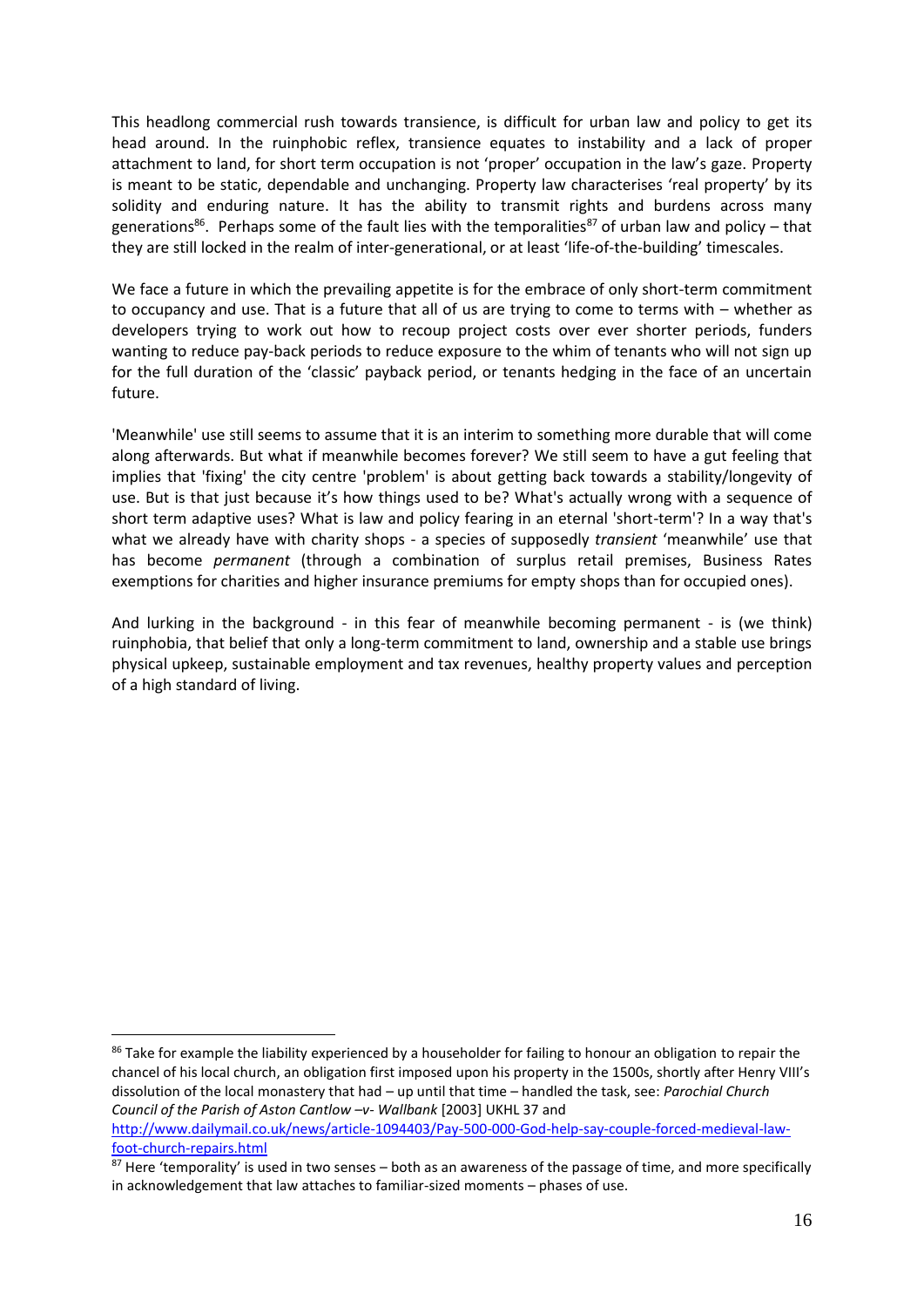This headlong commercial rush towards transience, is difficult for urban law and policy to get its head around. In the ruinphobic reflex, transience equates to instability and a lack of proper attachment to land, for short term occupation is not 'proper' occupation in the law's gaze. Property is meant to be static, dependable and unchanging. Property law characterises 'real property' by its solidity and enduring nature. It has the ability to transmit rights and burdens across many generations[86]. Perhaps some of the fault lies with the temporalities[87] of urban law and policy – that they are still locked in the realm of inter-generational, or at least 'life-of-the-building' timescales.

We face a future in which the prevailing appetite is for the embrace of only short-term commitment to occupancy and use. That is a future that all of us are trying to come to terms with – whether as developers trying to work out how to recoup project costs over ever shorter periods, funders wanting to reduce pay-back periods to reduce exposure to the whim of tenants who will not sign up for the full duration of the 'classic' payback period, or tenants hedging in the face of an uncertain future.

'Meanwhile' use still seems to assume that it is an interim to something more durable that will come along afterwards. But what if meanwhile becomes forever? We still seem to have a gut feeling that implies that 'fixing' the city centre 'problem' is about getting back towards a stability/longevity of use. But is that just because it's how things used to be? What's actually wrong with a sequence of short term adaptive uses? What is law and policy fearing in an eternal 'short-term'? In a way that's what we already have with charity shops - a species of supposedly *transient* 'meanwhile' use that has become *permanent* (through a combination of surplus retail premises, Business Rates exemptions for charities and higher insurance premiums for empty shops than for occupied ones).

And lurking in the background - in this fear of meanwhile becoming permanent - is (we think) ruinphobia, that belief that only a long-term commitment to land, ownership and a stable use brings physical upkeep, sustainable employment and tax revenues, healthy property values and perception of a high standard of living.

---

[86] Take for example the liability experienced by a householder for failing to honour an obligation to repair the chancel of his local church, an obligation first imposed upon his property in the 1500s, shortly after Henry VIII's dissolution of the local monastery that had – up until that time – handled the task, see: *Parochial Church Council of the Parish of Aston Cantlow –v- Wallbank* [2003] UKHL 37 and http://www.dailymail.co.uk/news/article-1094403/Pay-500-000-God-help-say-couple-forced-medieval-law-foot-church-repairs.html

[87] Here 'temporality' is used in two senses – both as an awareness of the passage of time, and more specifically in acknowledgement that law attaches to familiar-sized moments – phases of use.